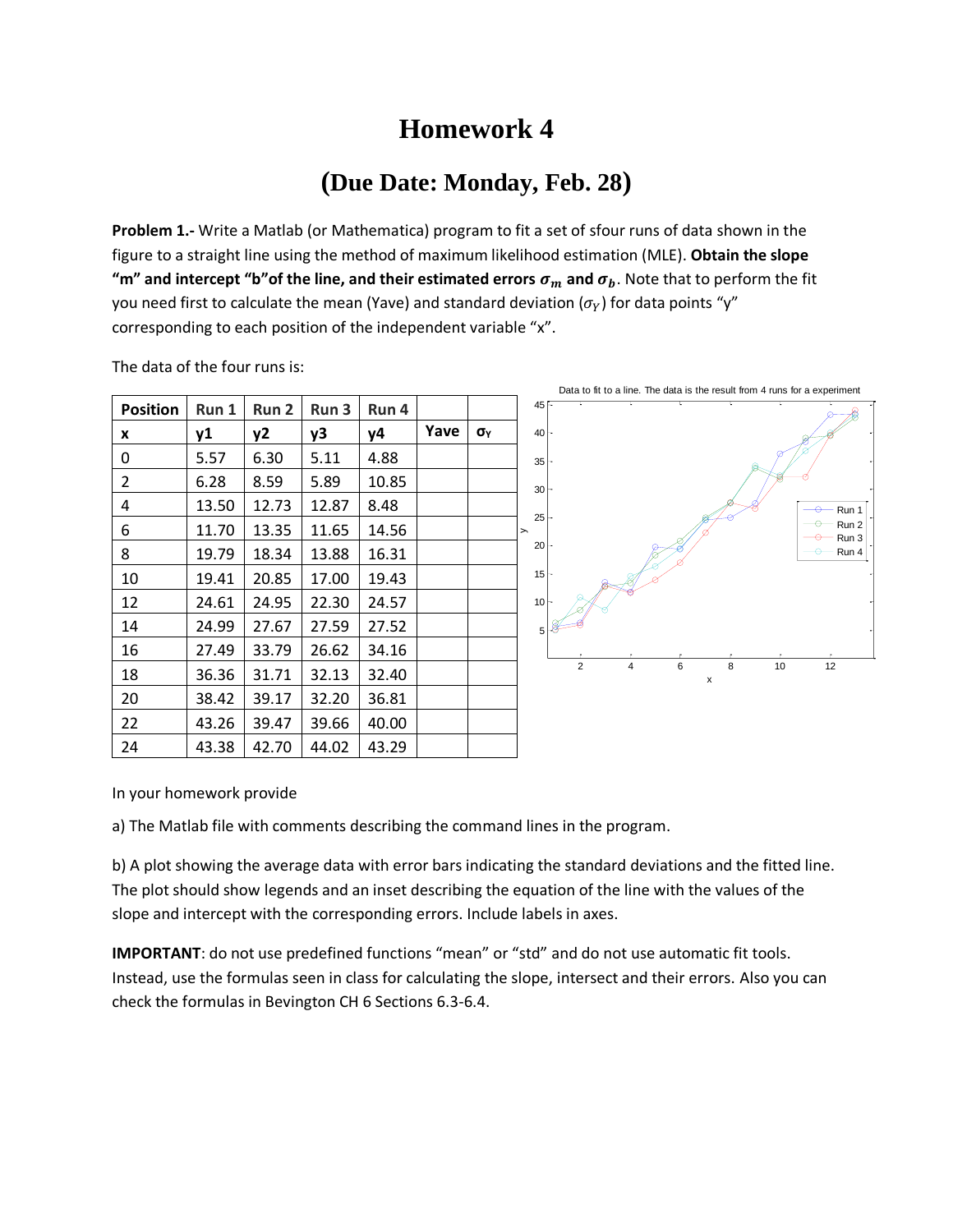# Homework 4

## (Due Date: Monday, Feb. 28)

**Problem 1.-** Write a Matlab (or Mathematica) program to fit a set of sfour runs of data shown in the figure to a straight line using the method of maximum likelihood estimation (MLE). **Obtain the slope "m" and intercept "b" of the line, and their estimated errors $\sigma_m$ and $\sigma_b$.** Note that to perform the fit you need first to calculate the mean (Yave) and standard deviation ($\sigma_Y$) for data points "y" corresponding to each position of the independent variable "x".

The data of the four runs is:

| Position | Run 1 | Run 2 | Run 3 | Run 4 | | |
|---|---|---|---|---|---|---|
| x | y1 | y2 | y3 | y4 | Yave | $\sigma_Y$ |
| 0 | 5.57 | 6.30 | 5.11 | 4.88 | | |
| 2 | 6.28 | 8.59 | 5.89 | 10.85 | | |
| 4 | 13.50 | 12.73 | 12.87 | 8.48 | | |
| 6 | 11.70 | 13.35 | 11.65 | 14.56 | | |
| 8 | 19.79 | 18.34 | 13.88 | 16.31 | | |
| 10 | 19.41 | 20.85 | 17.00 | 19.43 | | |
| 12 | 24.61 | 24.95 | 22.30 | 24.57 | | |
| 14 | 24.99 | 27.67 | 27.59 | 27.52 | | |
| 16 | 27.49 | 33.79 | 26.62 | 34.16 | | |
| 18 | 36.36 | 31.71 | 32.13 | 32.40 | | |
| 20 | 38.42 | 39.17 | 32.20 | 36.81 | | |
| 22 | 43.26 | 39.47 | 39.66 | 40.00 | | |
| 24 | 43.38 | 42.70 | 44.02 | 43.29 | | |

Data to fit to a line. The data is the result from 4 runs for a experiment

In your homework provide

a) The Matlab file with comments describing the command lines in the program.

b) A plot showing the average data with error bars indicating the standard deviations and the fitted line. The plot should show legends and an inset describing the equation of the line with the values of the slope and intercept with the corresponding errors. Include labels in axes.

**IMPORTANT**: do not use predefined functions "mean" or "std" and do not use automatic fit tools. Instead, use the formulas seen in class for calculating the slope, intersect and their errors. Also you can check the formulas in Bevington CH 6 Sections 6.3-6.4.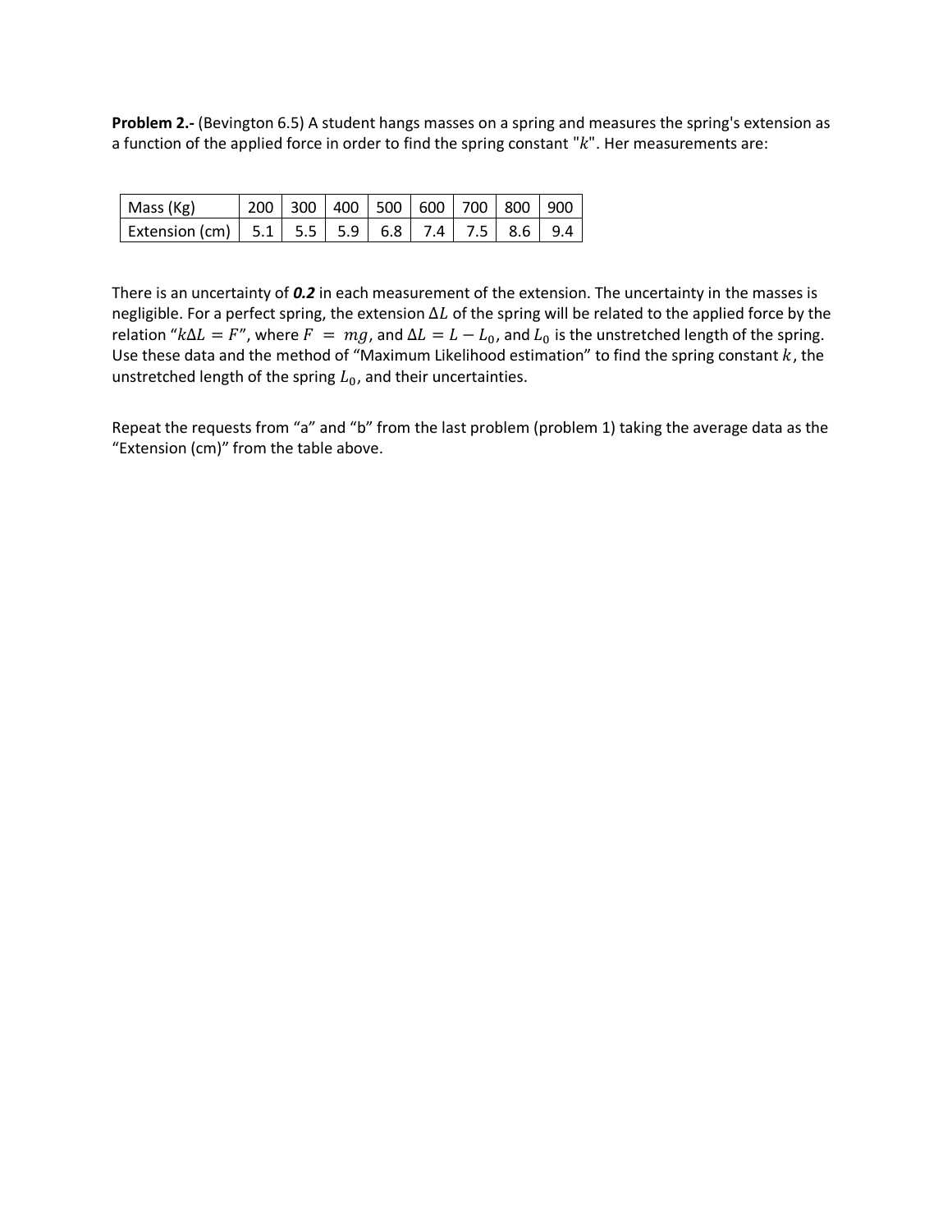**Problem 2.-** (Bevington 6.5) A student hangs masses on a spring and measures the spring's extension as a function of the applied force in order to find the spring constant "$k$". Her measurements are:

| Mass (Kg) | 200 | 300 | 400 | 500 | 600 | 700 | 800 | 900 |
|---|---|---|---|---|---|---|---|---|
| Extension (cm) | 5.1 | 5.5 | 5.9 | 6.8 | 7.4 | 7.5 | 8.6 | 9.4 |

There is an uncertainty of ***0.2*** in each measurement of the extension. The uncertainty in the masses is negligible. For a perfect spring, the extension $\Delta L$ of the spring will be related to the applied force by the relation "$k\Delta L = F$", where $F = mg$, and $\Delta L = L - L_0$, and $L_0$ is the unstretched length of the spring. Use these data and the method of "Maximum Likelihood estimation" to find the spring constant $k$, the unstretched length of the spring $L_0$, and their uncertainties.

Repeat the requests from "a" and "b" from the last problem (problem 1) taking the average data as the "Extension (cm)" from the table above.